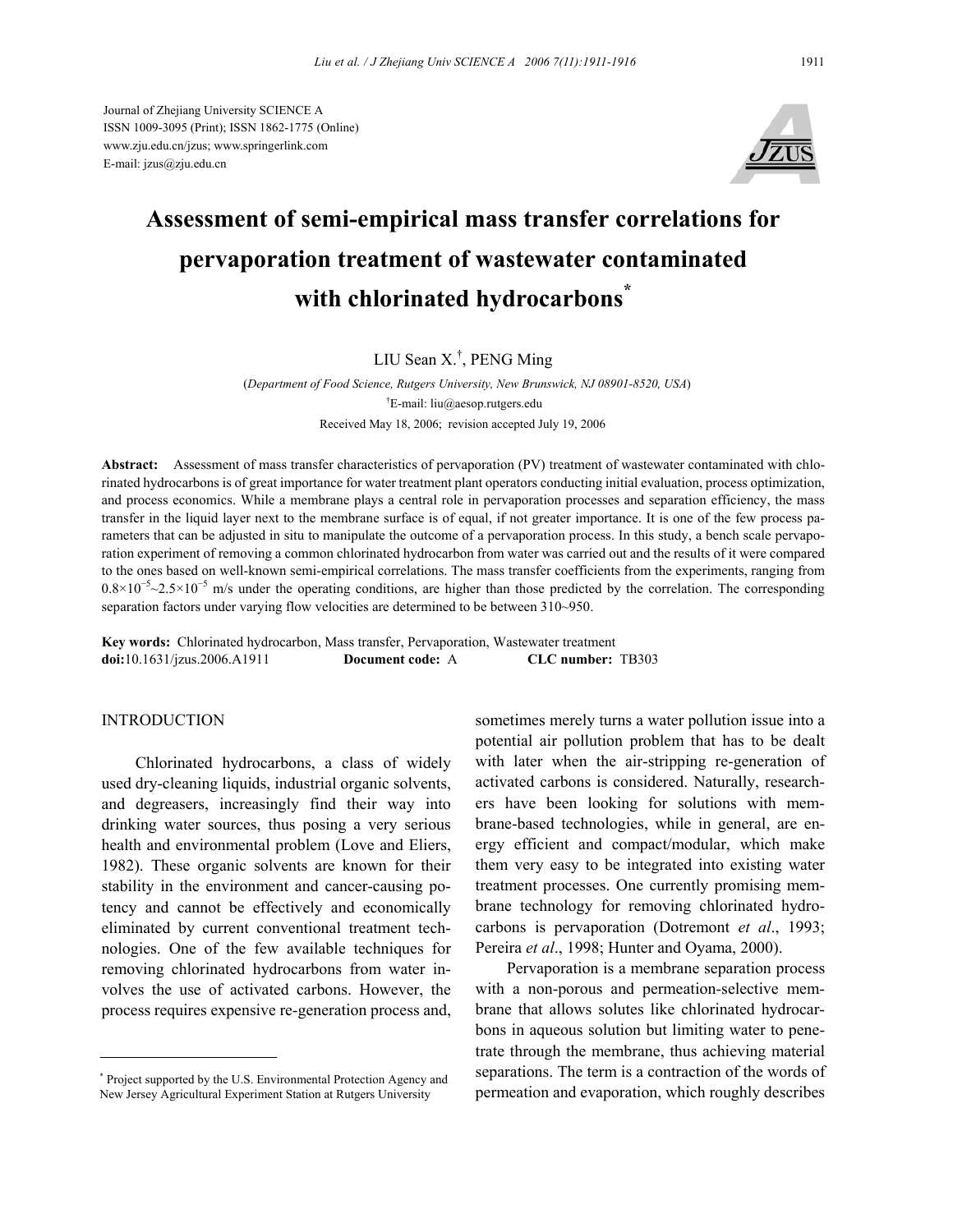Journal of Zhejiang University SCIENCE A
ISSN 1009-3095 (Print); ISSN 1862-1775 (Online)
www.zju.edu.cn/jzus; www.springerlink.com
E-mail: jzus@zju.edu.cn

# Assessment of semi-empirical mass transfer correlations for pervaporation treatment of wastewater contaminated with chlorinated hydrocarbons*

LIU Sean X.[†], PENG Ming

(*Department of Food Science, Rutgers University, New Brunswick, NJ 08901-8520, USA*)

[†]E-mail: liu@aesop.rutgers.edu

Received May 18, 2006; revision accepted July 19, 2006

**Abstract:** Assessment of mass transfer characteristics of pervaporation (PV) treatment of wastewater contaminated with chlorinated hydrocarbons is of great importance for water treatment plant operators conducting initial evaluation, process optimization, and process economics. While a membrane plays a central role in pervaporation processes and separation efficiency, the mass transfer in the liquid layer next to the membrane surface is of equal, if not greater importance. It is one of the few process parameters that can be adjusted in situ to manipulate the outcome of a pervaporation process. In this study, a bench scale pervaporation experiment of removing a common chlorinated hydrocarbon from water was carried out and the results of it were compared to the ones based on well-known semi-empirical correlations. The mass transfer coefficients from the experiments, ranging from $0.8\times10^{-5}$~$2.5\times10^{-5}$ m/s under the operating conditions, are higher than those predicted by the correlation. The corresponding separation factors under varying flow velocities are determined to be between 310~950.

**Key words:** Chlorinated hydrocarbon, Mass transfer, Pervaporation, Wastewater treatment
**doi:**10.1631/jzus.2006.A1911 **Document code:** A **CLC number:** TB303

## INTRODUCTION

Chlorinated hydrocarbons, a class of widely used dry-cleaning liquids, industrial organic solvents, and degreasers, increasingly find their way into drinking water sources, thus posing a very serious health and environmental problem (Love and Eliers, 1982). These organic solvents are known for their stability in the environment and cancer-causing potency and cannot be effectively and economically eliminated by current conventional treatment technologies. One of the few available techniques for removing chlorinated hydrocarbons from water involves the use of activated carbons. However, the process requires expensive re-generation process and, sometimes merely turns a water pollution issue into a potential air pollution problem that has to be dealt with later when the air-stripping re-generation of activated carbons is considered. Naturally, researchers have been looking for solutions with membrane-based technologies, while in general, are energy efficient and compact/modular, which make them very easy to be integrated into existing water treatment processes. One currently promising membrane technology for removing chlorinated hydrocarbons is pervaporation (Dotremont *et al*., 1993; Pereira *et al*., 1998; Hunter and Oyama, 2000).

Pervaporation is a membrane separation process with a non-porous and permeation-selective membrane that allows solutes like chlorinated hydrocarbons in aqueous solution but limiting water to penetrate through the membrane, thus achieving material separations. The term is a contraction of the words of permeation and evaporation, which roughly describes

---

* Project supported by the U.S. Environmental Protection Agency and New Jersey Agricultural Experiment Station at Rutgers University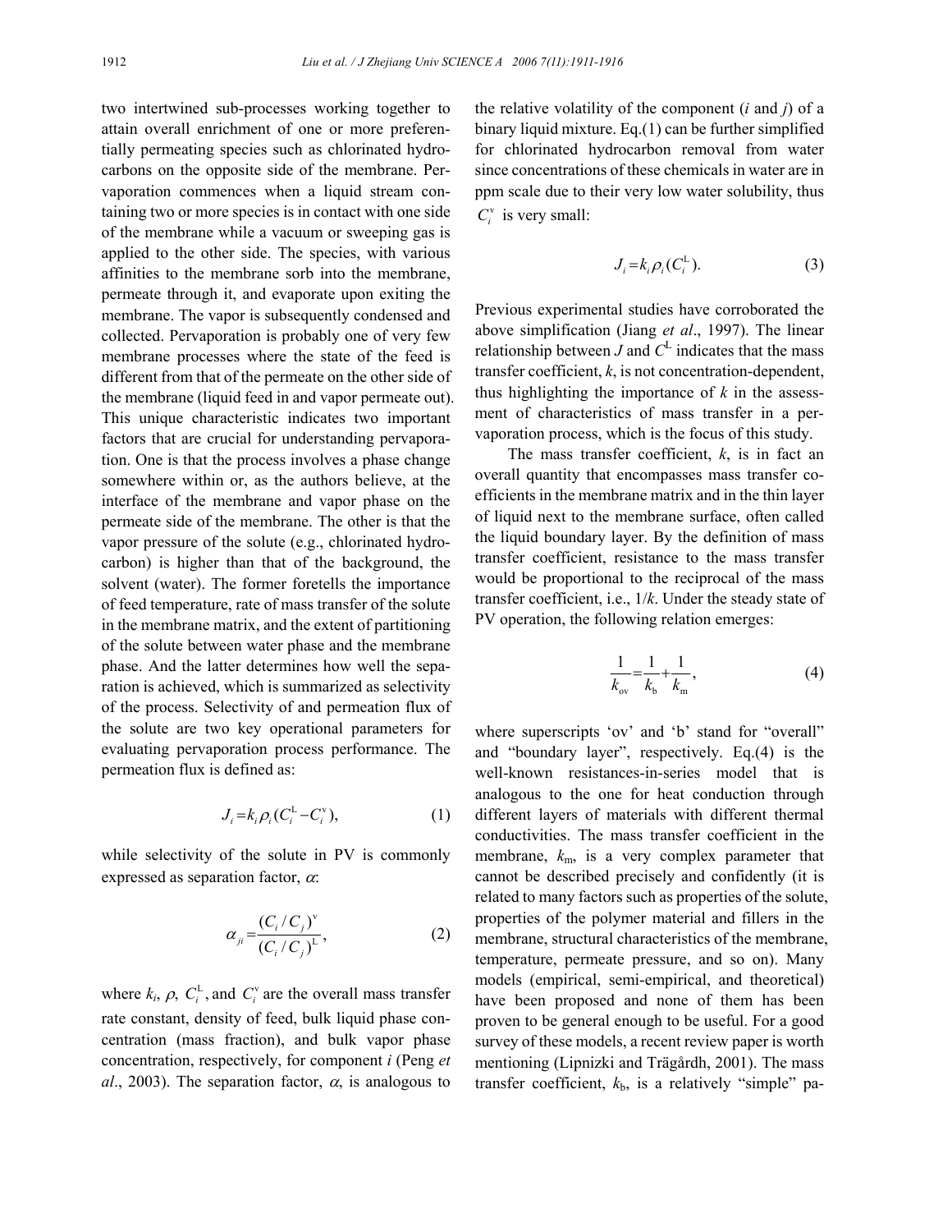two intertwined sub-processes working together to attain overall enrichment of one or more preferentially permeating species such as chlorinated hydrocarbons on the opposite side of the membrane. Pervaporation commences when a liquid stream containing two or more species is in contact with one side of the membrane while a vacuum or sweeping gas is applied to the other side. The species, with various affinities to the membrane sorb into the membrane, permeate through it, and evaporate upon exiting the membrane. The vapor is subsequently condensed and collected. Pervaporation is probably one of very few membrane processes where the state of the feed is different from that of the permeate on the other side of the membrane (liquid feed in and vapor permeate out). This unique characteristic indicates two important factors that are crucial for understanding pervaporation. One is that the process involves a phase change somewhere within or, as the authors believe, at the interface of the membrane and vapor phase on the permeate side of the membrane. The other is that the vapor pressure of the solute (e.g., chlorinated hydrocarbon) is higher than that of the background, the solvent (water). The former foretells the importance of feed temperature, rate of mass transfer of the solute in the membrane matrix, and the extent of partitioning of the solute between water phase and the membrane phase. And the latter determines how well the separation is achieved, which is summarized as selectivity of the process. Selectivity of and permeation flux of the solute are two key operational parameters for evaluating pervaporation process performance. The permeation flux is defined as:

$$J_i = k_i \rho_i (C_i^{\mathrm{L}} - C_i^{\mathrm{v}}), \tag{1}$$

while selectivity of the solute in PV is commonly expressed as separation factor, $\alpha$:

$$\alpha_{ji} = \frac{(C_i / C_j)^{\mathrm{v}}}{(C_i / C_j)^{\mathrm{L}}}, \tag{2}$$

where $k_i$, $\rho$, $C_i^{\mathrm{L}}$, and $C_i^{\mathrm{v}}$ are the overall mass transfer rate constant, density of feed, bulk liquid phase concentration (mass fraction), and bulk vapor phase concentration, respectively, for component $i$ (Peng *et al*., 2003). The separation factor, $\alpha$, is analogous to the relative volatility of the component ($i$ and $j$) of a binary liquid mixture. Eq.(1) can be further simplified for chlorinated hydrocarbon removal from water since concentrations of these chemicals in water are in ppm scale due to their very low water solubility, thus $C_i^{\mathrm{v}}$ is very small:

$$J_i = k_i \rho_i (C_i^{\mathrm{L}}). \tag{3}$$

Previous experimental studies have corroborated the above simplification (Jiang *et al*., 1997). The linear relationship between $J$ and $C^{\mathrm{L}}$ indicates that the mass transfer coefficient, $k$, is not concentration-dependent, thus highlighting the importance of $k$ in the assessment of characteristics of mass transfer in a pervaporation process, which is the focus of this study.

The mass transfer coefficient, $k$, is in fact an overall quantity that encompasses mass transfer coefficients in the membrane matrix and in the thin layer of liquid next to the membrane surface, often called the liquid boundary layer. By the definition of mass transfer coefficient, resistance to the mass transfer would be proportional to the reciprocal of the mass transfer coefficient, i.e., $1/k$. Under the steady state of PV operation, the following relation emerges:

$$\frac{1}{k_{\mathrm{ov}}} = \frac{1}{k_{\mathrm{b}}} + \frac{1}{k_{\mathrm{m}}}, \tag{4}$$

where superscripts 'ov' and 'b' stand for "overall" and "boundary layer", respectively. Eq.(4) is the well-known resistances-in-series model that is analogous to the one for heat conduction through different layers of materials with different thermal conductivities. The mass transfer coefficient in the membrane, $k_{\mathrm{m}}$, is a very complex parameter that cannot be described precisely and confidently (it is related to many factors such as properties of the solute, properties of the polymer material and fillers in the membrane, structural characteristics of the membrane, temperature, permeate pressure, and so on). Many models (empirical, semi-empirical, and theoretical) have been proposed and none of them has been proven to be general enough to be useful. For a good survey of these models, a recent review paper is worth mentioning (Lipnizki and Trägårdh, 2001). The mass transfer coefficient, $k_{\mathrm{b}}$, is a relatively "simple" pa-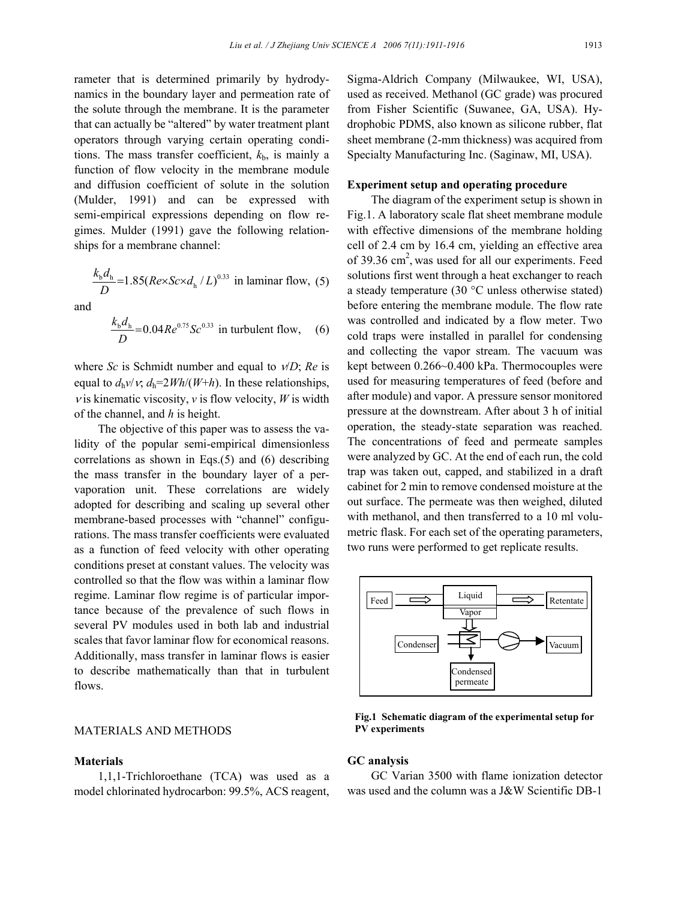rameter that is determined primarily by hydrodynamics in the boundary layer and permeation rate of the solute through the membrane. It is the parameter that can actually be "altered" by water treatment plant operators through varying certain operating conditions. The mass transfer coefficient, $k_b$, is mainly a function of flow velocity in the membrane module and diffusion coefficient of solute in the solution (Mulder, 1991) and can be expressed with semi-empirical expressions depending on flow regimes. Mulder (1991) gave the following relationships for a membrane channel:

$$\frac{k_b d_h}{D} = 1.85(Re \times Sc \times d_h / L)^{0.33} \text{ in laminar flow, } \quad (5)$$

and

$$\frac{k_b d_h}{D} = 0.04 Re^{0.75} Sc^{0.33} \text{ in turbulent flow, } \quad (6)$$

where $Sc$ is Schmidt number and equal to $\nu/D$; $Re$ is equal to $d_h v/\nu$; $d_h=2Wh/(W+h)$. In these relationships, $\nu$ is kinematic viscosity, $v$ is flow velocity, $W$ is width of the channel, and $h$ is height.

The objective of this paper was to assess the validity of the popular semi-empirical dimensionless correlations as shown in Eqs.(5) and (6) describing the mass transfer in the boundary layer of a pervaporation unit. These correlations are widely adopted for describing and scaling up several other membrane-based processes with "channel" configurations. The mass transfer coefficients were evaluated as a function of feed velocity with other operating conditions preset at constant values. The velocity was controlled so that the flow was within a laminar flow regime. Laminar flow regime is of particular importance because of the prevalence of such flows in several PV modules used in both lab and industrial scales that favor laminar flow for economical reasons. Additionally, mass transfer in laminar flows is easier to describe mathematically than that in turbulent flows.

## MATERIALS AND METHODS

### Materials

1,1,1-Trichloroethane (TCA) was used as a model chlorinated hydrocarbon: 99.5%, ACS reagent, Sigma-Aldrich Company (Milwaukee, WI, USA), used as received. Methanol (GC grade) was procured from Fisher Scientific (Suwanee, GA, USA). Hydrophobic PDMS, also known as silicone rubber, flat sheet membrane (2-mm thickness) was acquired from Specialty Manufacturing Inc. (Saginaw, MI, USA).

### Experiment setup and operating procedure

The diagram of the experiment setup is shown in Fig.1. A laboratory scale flat sheet membrane module with effective dimensions of the membrane holding cell of 2.4 cm by 16.4 cm, yielding an effective area of 39.36 $cm^2$, was used for all our experiments. Feed solutions first went through a heat exchanger to reach a steady temperature (30 °C unless otherwise stated) before entering the membrane module. The flow rate was controlled and indicated by a flow meter. Two cold traps were installed in parallel for condensing and collecting the vapor stream. The vacuum was kept between 0.266~0.400 kPa. Thermocouples were used for measuring temperatures of feed (before and after module) and vapor. A pressure sensor monitored pressure at the downstream. After about 3 h of initial operation, the steady-state separation was reached. The concentrations of feed and permeate samples were analyzed by GC. At the end of each run, the cold trap was taken out, capped, and stabilized in a draft cabinet for 2 min to remove condensed moisture at the out surface. The permeate was then weighed, diluted with methanol, and then transferred to a 10 ml volumetric flask. For each set of the operating parameters, two runs were performed to get replicate results.

Feed — Liquid — Retentate; Vapor; Condenser; Vacuum; Condensed permeate

**Fig.1 Schematic diagram of the experimental setup for PV experiments**

### GC analysis

GC Varian 3500 with flame ionization detector was used and the column was a J&W Scientific DB-1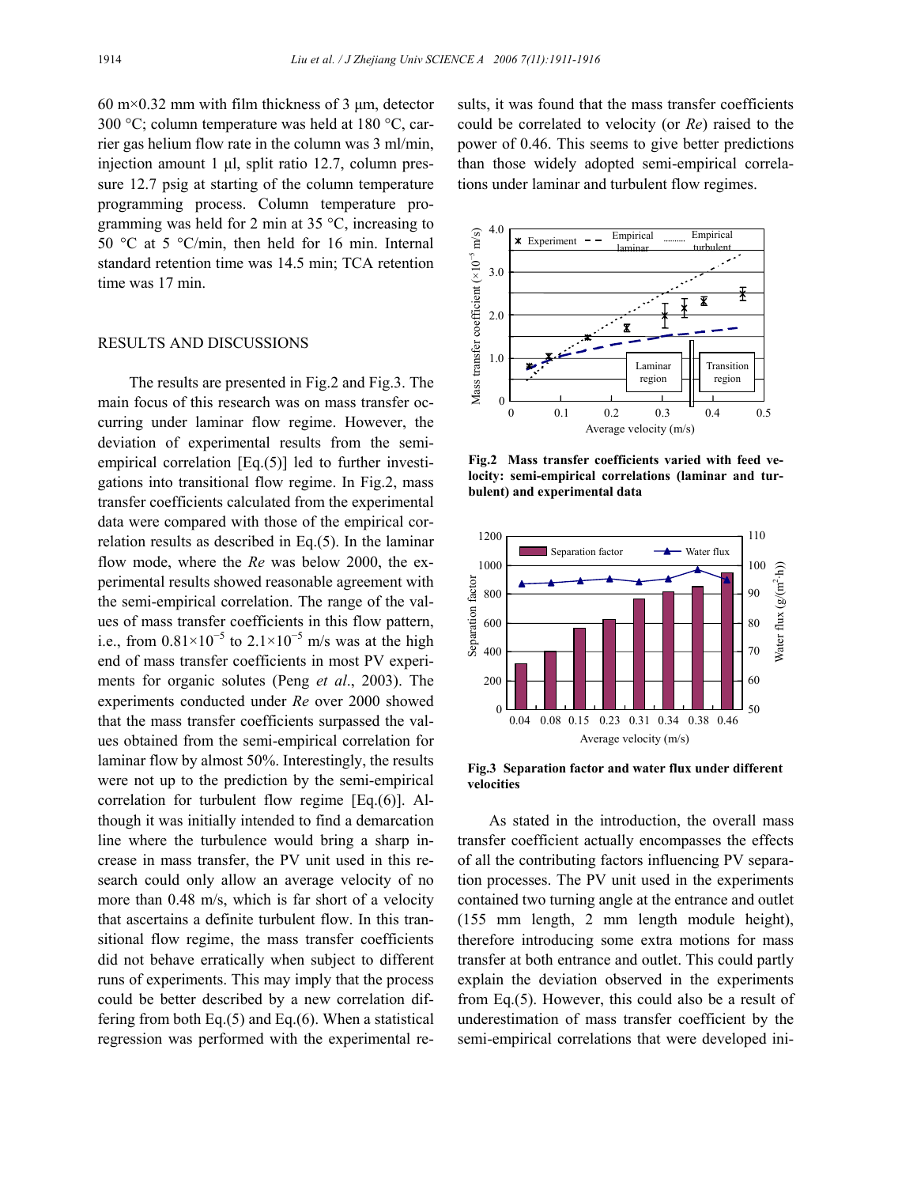60 m×0.32 mm with film thickness of 3 μm, detector 300 °C; column temperature was held at 180 °C, carrier gas helium flow rate in the column was 3 ml/min, injection amount 1 μl, split ratio 12.7, column pressure 12.7 psig at starting of the column temperature programming process. Column temperature programming was held for 2 min at 35 °C, increasing to 50 °C at 5 °C/min, then held for 16 min. Internal standard retention time was 14.5 min; TCA retention time was 17 min.

## RESULTS AND DISCUSSIONS

The results are presented in Fig.2 and Fig.3. The main focus of this research was on mass transfer occurring under laminar flow regime. However, the deviation of experimental results from the semi-empirical correlation [Eq.(5)] led to further investigations into transitional flow regime. In Fig.2, mass transfer coefficients calculated from the experimental data were compared with those of the empirical correlation results as described in Eq.(5). In the laminar flow mode, where the *Re* was below 2000, the experimental results showed reasonable agreement with the semi-empirical correlation. The range of the values of mass transfer coefficients in this flow pattern, i.e., from $0.81\times10^{-5}$ to $2.1\times10^{-5}$ m/s was at the high end of mass transfer coefficients in most PV experiments for organic solutes (Peng *et al*., 2003). The experiments conducted under *Re* over 2000 showed that the mass transfer coefficients surpassed the values obtained from the semi-empirical correlation for laminar flow by almost 50%. Interestingly, the results were not up to the prediction by the semi-empirical correlation for turbulent flow regime [Eq.(6)]. Although it was initially intended to find a demarcation line where the turbulence would bring a sharp increase in mass transfer, the PV unit used in this research could only allow an average velocity of no more than 0.48 m/s, which is far short of a velocity that ascertains a definite turbulent flow. In this transitional flow regime, the mass transfer coefficients did not behave erratically when subject to different runs of experiments. This may imply that the process could be better described by a new correlation differing from both Eq.(5) and Eq.(6). When a statistical regression was performed with the experimental results, it was found that the mass transfer coefficients could be correlated to velocity (or *Re*) raised to the power of 0.46. This seems to give better predictions than those widely adopted semi-empirical correlations under laminar and turbulent flow regimes.

**Fig.2 Mass transfer coefficients varied with feed velocity: semi-empirical correlations (laminar and turbulent) and experimental data**

**Fig.3 Separation factor and water flux under different velocities**

As stated in the introduction, the overall mass transfer coefficient actually encompasses the effects of all the contributing factors influencing PV separation processes. The PV unit used in the experiments contained two turning angle at the entrance and outlet (155 mm length, 2 mm length module height), therefore introducing some extra motions for mass transfer at both entrance and outlet. This could partly explain the deviation observed in the experiments from Eq.(5). However, this could also be a result of underestimation of mass transfer coefficient by the semi-empirical correlations that were developed ini-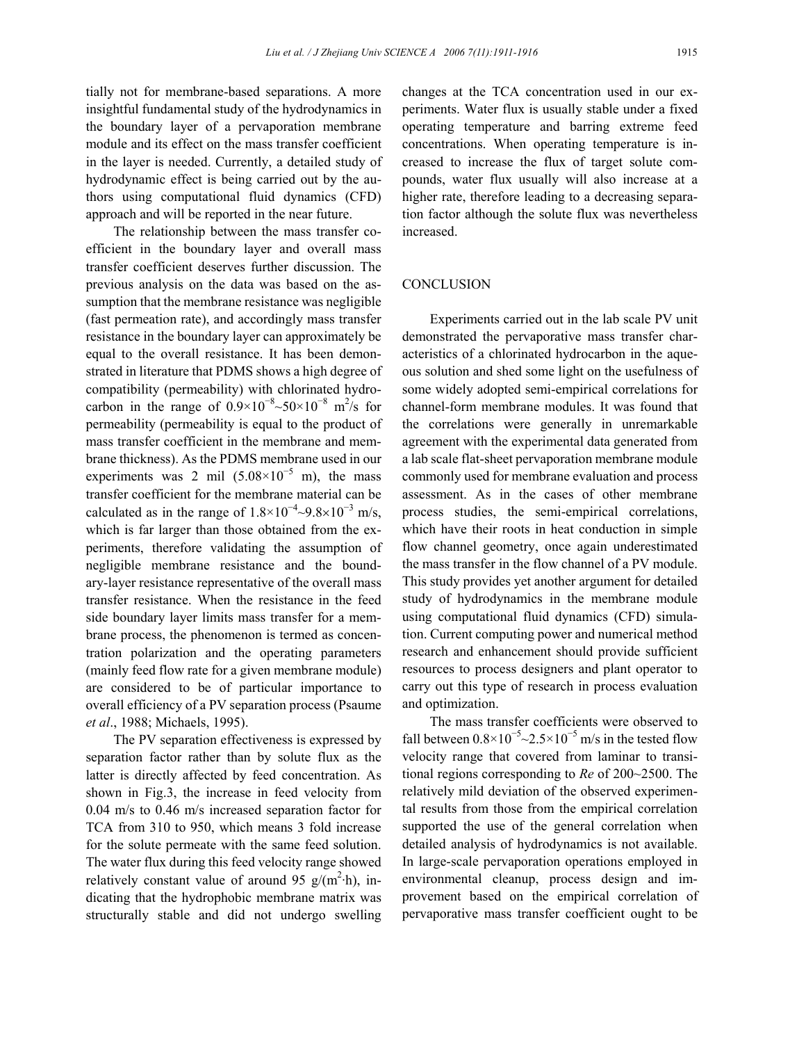tially not for membrane-based separations. A more insightful fundamental study of the hydrodynamics in the boundary layer of a pervaporation membrane module and its effect on the mass transfer coefficient in the layer is needed. Currently, a detailed study of hydrodynamic effect is being carried out by the authors using computational fluid dynamics (CFD) approach and will be reported in the near future.

The relationship between the mass transfer coefficient in the boundary layer and overall mass transfer coefficient deserves further discussion. The previous analysis on the data was based on the assumption that the membrane resistance was negligible (fast permeation rate), and accordingly mass transfer resistance in the boundary layer can approximately be equal to the overall resistance. It has been demonstrated in literature that PDMS shows a high degree of compatibility (permeability) with chlorinated hydrocarbon in the range of $0.9\times10^{-8}$~$50\times10^{-8}$ $m^2/s$ for permeability (permeability is equal to the product of mass transfer coefficient in the membrane and membrane thickness). As the PDMS membrane used in our experiments was 2 mil ($5.08\times10^{-5}$ m), the mass transfer coefficient for the membrane material can be calculated as in the range of $1.8\times10^{-4}$~$9.8\times10^{-3}$ m/s, which is far larger than those obtained from the experiments, therefore validating the assumption of negligible membrane resistance and the boundary-layer resistance representative of the overall mass transfer resistance. When the resistance in the feed side boundary layer limits mass transfer for a membrane process, the phenomenon is termed as concentration polarization and the operating parameters (mainly feed flow rate for a given membrane module) are considered to be of particular importance to overall efficiency of a PV separation process (Psaume *et al*., 1988; Michaels, 1995).

The PV separation effectiveness is expressed by separation factor rather than by solute flux as the latter is directly affected by feed concentration. As shown in Fig.3, the increase in feed velocity from 0.04 m/s to 0.46 m/s increased separation factor for TCA from 310 to 950, which means 3 fold increase for the solute permeate with the same feed solution. The water flux during this feed velocity range showed relatively constant value of around 95 $g/(m^2 \cdot h)$, indicating that the hydrophobic membrane matrix was structurally stable and did not undergo swelling changes at the TCA concentration used in our experiments. Water flux is usually stable under a fixed operating temperature and barring extreme feed concentrations. When operating temperature is increased to increase the flux of target solute compounds, water flux usually will also increase at a higher rate, therefore leading to a decreasing separation factor although the solute flux was nevertheless increased.

## CONCLUSION

Experiments carried out in the lab scale PV unit demonstrated the pervaporative mass transfer characteristics of a chlorinated hydrocarbon in the aqueous solution and shed some light on the usefulness of some widely adopted semi-empirical correlations for channel-form membrane modules. It was found that the correlations were generally in unremarkable agreement with the experimental data generated from a lab scale flat-sheet pervaporation membrane module commonly used for membrane evaluation and process assessment. As in the cases of other membrane process studies, the semi-empirical correlations, which have their roots in heat conduction in simple flow channel geometry, once again underestimated the mass transfer in the flow channel of a PV module. This study provides yet another argument for detailed study of hydrodynamics in the membrane module using computational fluid dynamics (CFD) simulation. Current computing power and numerical method research and enhancement should provide sufficient resources to process designers and plant operator to carry out this type of research in process evaluation and optimization.

The mass transfer coefficients were observed to fall between $0.8\times10^{-5}$~$2.5\times10^{-5}$ m/s in the tested flow velocity range that covered from laminar to transitional regions corresponding to *Re* of 200~2500. The relatively mild deviation of the observed experimental results from those from the empirical correlation supported the use of the general correlation when detailed analysis of hydrodynamics is not available. In large-scale pervaporation operations employed in environmental cleanup, process design and improvement based on the empirical correlation of pervaporative mass transfer coefficient ought to be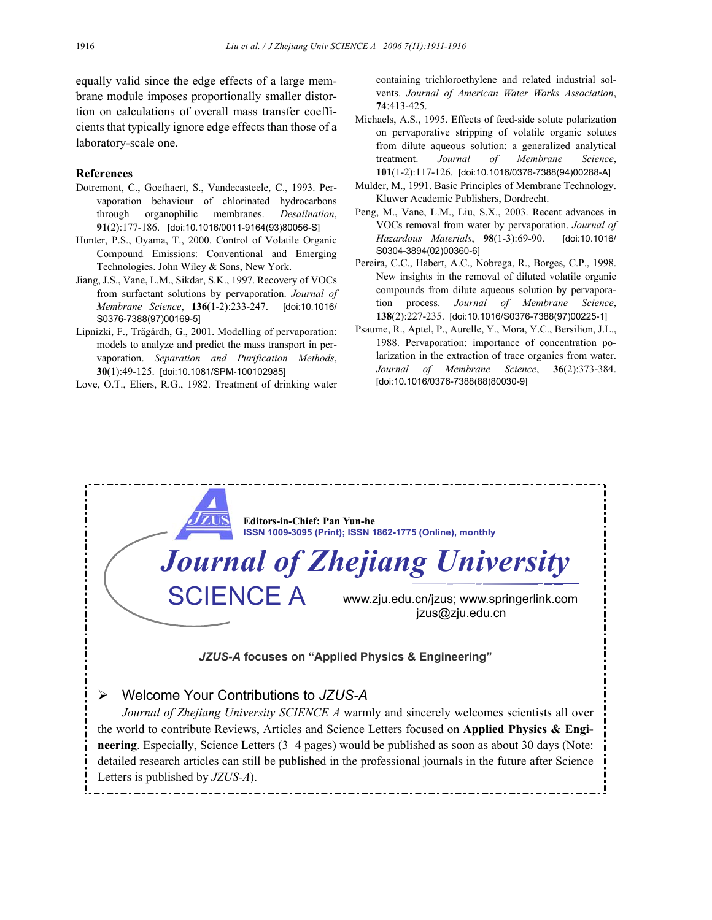equally valid since the edge effects of a large membrane module imposes proportionally smaller distortion on calculations of overall mass transfer coefficients that typically ignore edge effects than those of a laboratory-scale one.

## References

Dotremont, C., Goethaert, S., Vandecasteele, C., 1993. Pervaporation behaviour of chlorinated hydrocarbons through organophilic membranes. *Desalination*, **91**(2):177-186. [doi:10.1016/0011-9164(93)80056-S]

Hunter, P.S., Oyama, T., 2000. Control of Volatile Organic Compound Emissions: Conventional and Emerging Technologies. John Wiley & Sons, New York.

Jiang, J.S., Vane, L.M., Sikdar, S.K., 1997. Recovery of VOCs from surfactant solutions by pervaporation. *Journal of Membrane Science*, **136**(1-2):233-247. [doi:10.1016/S0376-7388(97)00169-5]

Lipnizki, F., Trägårdh, G., 2001. Modelling of pervaporation: models to analyze and predict the mass transport in pervaporation. *Separation and Purification Methods*, **30**(1):49-125. [doi:10.1081/SPM-100102985]

Love, O.T., Eliers, R.G., 1982. Treatment of drinking water containing trichloroethylene and related industrial solvents. *Journal of American Water Works Association*, **74**:413-425.

Michaels, A.S., 1995. Effects of feed-side solute polarization on pervaporative stripping of volatile organic solutes from dilute aqueous solution: a generalized analytical treatment. *Journal of Membrane Science*, **101**(1-2):117-126. [doi:10.1016/0376-7388(94)00288-A]

Mulder, M., 1991. Basic Principles of Membrane Technology. Kluwer Academic Publishers, Dordrecht.

Peng, M., Vane, L.M., Liu, S.X., 2003. Recent advances in VOCs removal from water by pervaporation. *Journal of Hazardous Materials*, **98**(1-3):69-90. [doi:10.1016/S0304-3894(02)00360-6]

Pereira, C.C., Habert, A.C., Nobrega, R., Borges, C.P., 1998. New insights in the removal of diluted volatile organic compounds from dilute aqueous solution by pervaporation process. *Journal of Membrane Science*, **138**(2):227-235. [doi:10.1016/S0376-7388(97)00225-1]

Psaume, R., Aptel, P., Aurelle, Y., Mora, Y.C., Bersilion, J.L., 1988. Pervaporation: importance of concentration polarization in the extraction of trace organics from water. *Journal of Membrane Science*, **36**(2):373-384. [doi:10.1016/0376-7388(88)80030-9]

---

**Editors-in-Chief: Pan Yun-he**
**ISSN 1009-3095 (Print); ISSN 1862-1775 (Online), monthly**

***Journal of Zhejiang University***
SCIENCE A

www.zju.edu.cn/jzus; www.springerlink.com
jzus@zju.edu.cn

***JZUS-A*** **focuses on "Applied Physics & Engineering"**

- Welcome Your Contributions to *JZUS-A*

*Journal of Zhejiang University SCIENCE A* warmly and sincerely welcomes scientists all over the world to contribute Reviews, Articles and Science Letters focused on **Applied Physics & Engineering**. Especially, Science Letters (3−4 pages) would be published as soon as about 30 days (Note: detailed research articles can still be published in the professional journals in the future after Science Letters is published by *JZUS-A*).